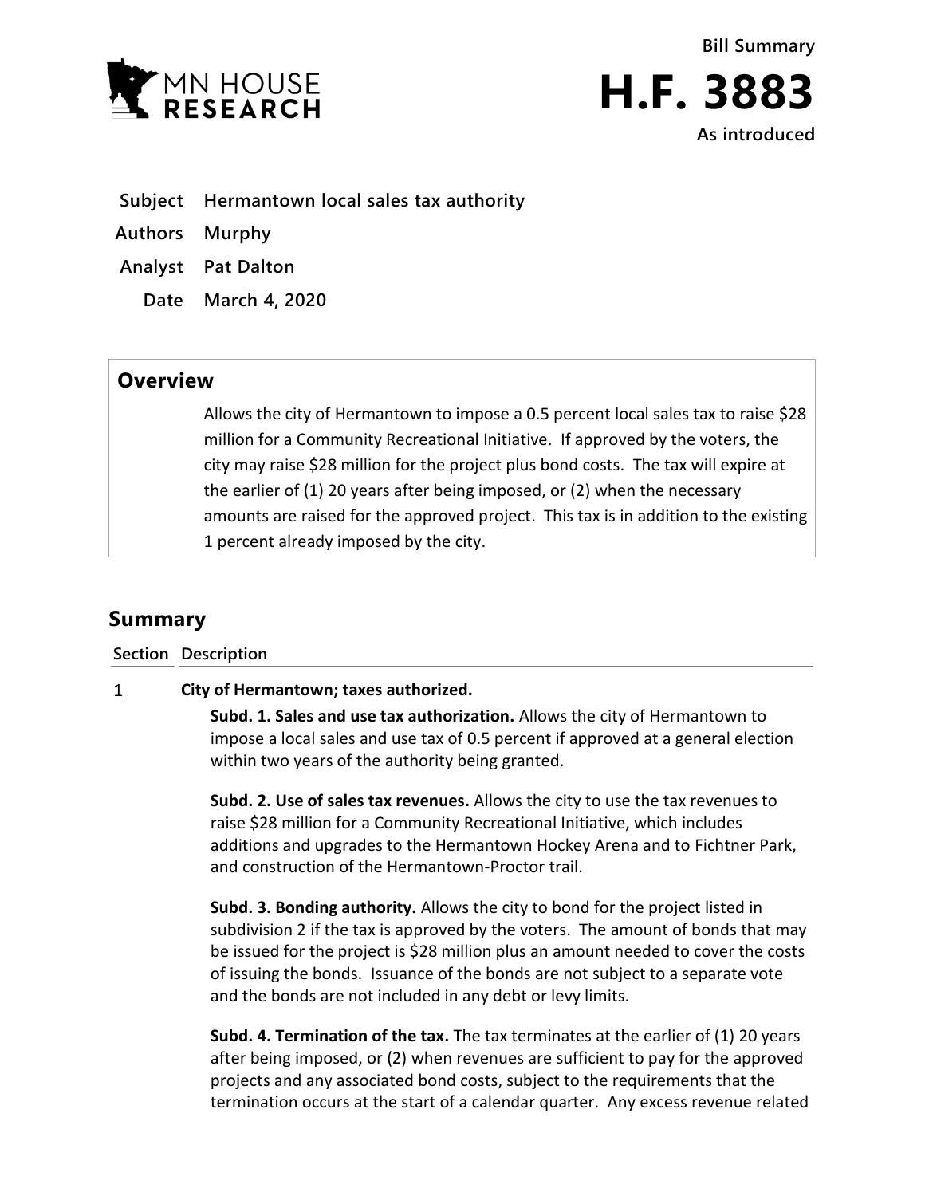Bill Summary

# H.F. 3883

As introduced

**Subject** Hermantown local sales tax authority

**Authors** Murphy

**Analyst** Pat Dalton

**Date** March 4, 2020

## Overview

Allows the city of Hermantown to impose a 0.5 percent local sales tax to raise $28 million for a Community Recreational Initiative. If approved by the voters, the city may raise $28 million for the project plus bond costs. The tax will expire at the earlier of (1) 20 years after being imposed, or (2) when the necessary amounts are raised for the approved project. This tax is in addition to the existing 1 percent already imposed by the city.

## Summary

| Section | Description |
|---|---|
| 1 | **City of Hermantown; taxes authorized.**<br><br>**Subd. 1. Sales and use tax authorization.** Allows the city of Hermantown to impose a local sales and use tax of 0.5 percent if approved at a general election within two years of the authority being granted.<br><br>**Subd. 2. Use of sales tax revenues.** Allows the city to use the tax revenues to raise $28 million for a Community Recreational Initiative, which includes additions and upgrades to the Hermantown Hockey Arena and to Fichtner Park, and construction of the Hermantown-Proctor trail.<br><br>**Subd. 3. Bonding authority.** Allows the city to bond for the project listed in subdivision 2 if the tax is approved by the voters. The amount of bonds that may be issued for the project is $28 million plus an amount needed to cover the costs of issuing the bonds. Issuance of the bonds are not subject to a separate vote and the bonds are not included in any debt or levy limits.<br><br>**Subd. 4. Termination of the tax.** The tax terminates at the earlier of (1) 20 years after being imposed, or (2) when revenues are sufficient to pay for the approved projects and any associated bond costs, subject to the requirements that the termination occurs at the start of a calendar quarter. Any excess revenue related |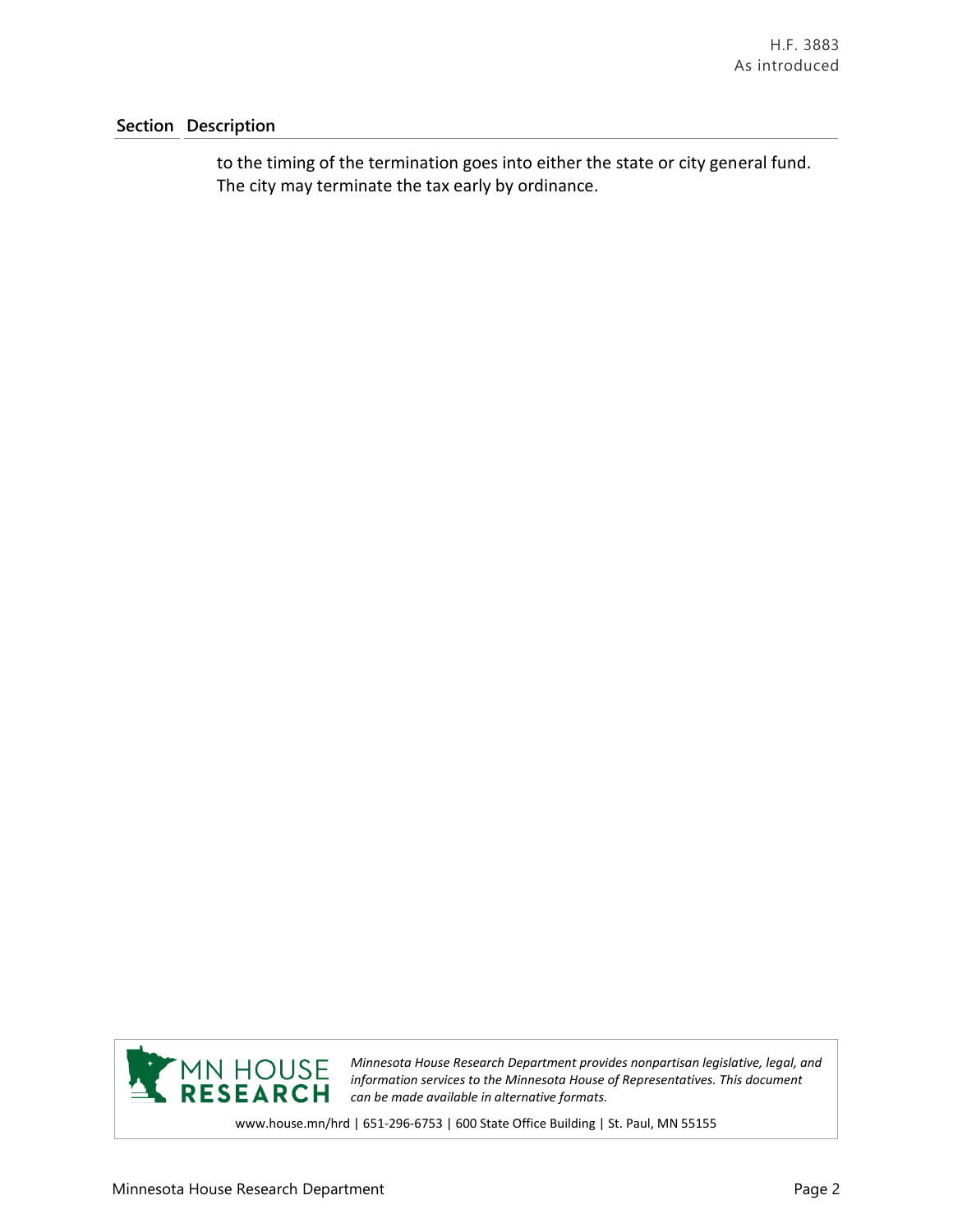| Section | Description |
|---|---|
| | to the timing of the termination goes into either the state or city general fund. The city may terminate the tax early by ordinance. |

*Minnesota House Research Department provides nonpartisan legislative, legal, and information services to the Minnesota House of Representatives. This document can be made available in alternative formats.*

www.house.mn/hrd | 651-296-6753 | 600 State Office Building | St. Paul, MN 55155